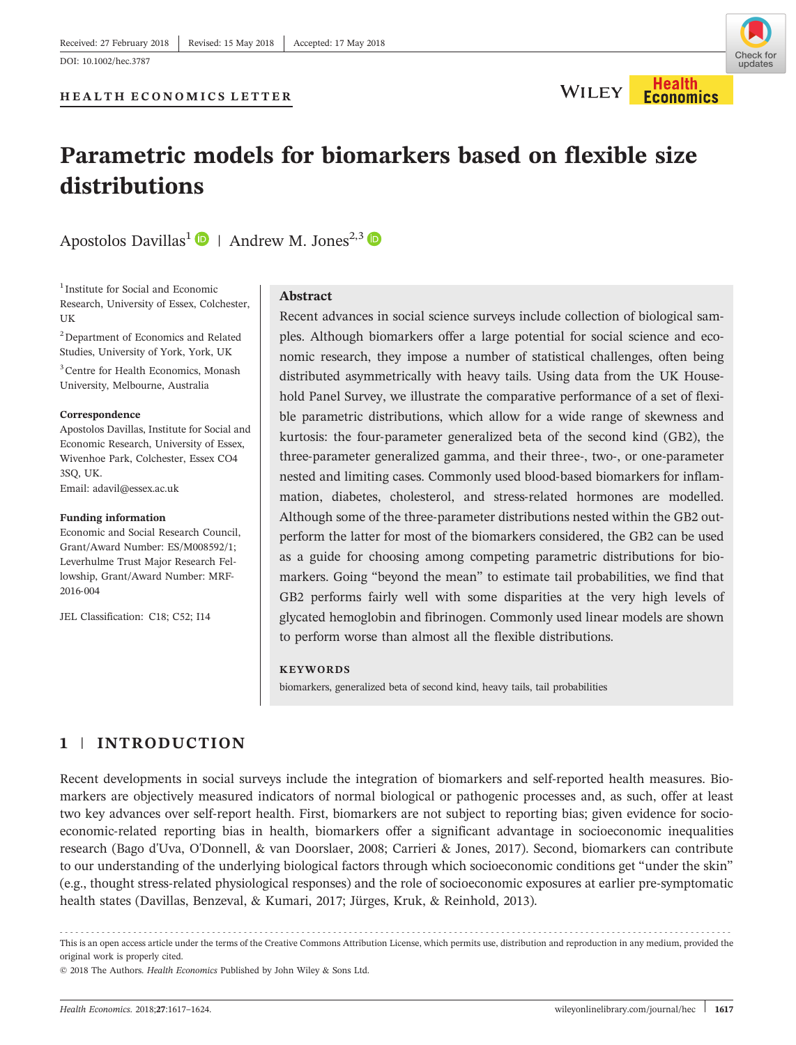Received: 27 February 2018 | Revised: 15 May 2018 | Accepted: 17 May 2018

DOI: 10.1002/hec.3787

HEALTH ECONOMICS LETTER

# Parametric models for biomarkers based on flexible size distributions

Apostolos Davillas[1] | Andrew M. Jones[2,3]

[1] Institute for Social and Economic Research, University of Essex, Colchester, UK

[2] Department of Economics and Related Studies, University of York, York, UK

[3] Centre for Health Economics, Monash University, Melbourne, Australia

**Correspondence**
Apostolos Davillas, Institute for Social and Economic Research, University of Essex, Wivenhoe Park, Colchester, Essex CO4 3SQ, UK.
Email: adavil@essex.ac.uk

**Funding information**
Economic and Social Research Council, Grant/Award Number: ES/M008592/1; Leverhulme Trust Major Research Fellowship, Grant/Award Number: MRF-2016-004

JEL Classification: C18; C52; I14

## Abstract

Recent advances in social science surveys include collection of biological samples. Although biomarkers offer a large potential for social science and economic research, they impose a number of statistical challenges, often being distributed asymmetrically with heavy tails. Using data from the UK Household Panel Survey, we illustrate the comparative performance of a set of flexible parametric distributions, which allow for a wide range of skewness and kurtosis: the four-parameter generalized beta of the second kind (GB2), the three-parameter generalized gamma, and their three-, two-, or one-parameter nested and limiting cases. Commonly used blood-based biomarkers for inflammation, diabetes, cholesterol, and stress-related hormones are modelled. Although some of the three-parameter distributions nested within the GB2 outperform the latter for most of the biomarkers considered, the GB2 can be used as a guide for choosing among competing parametric distributions for biomarkers. Going "beyond the mean" to estimate tail probabilities, we find that GB2 performs fairly well with some disparities at the very high levels of glycated hemoglobin and fibrinogen. Commonly used linear models are shown to perform worse than almost all the flexible distributions.

**KEYWORDS**

biomarkers, generalized beta of second kind, heavy tails, tail probabilities

## 1 | INTRODUCTION

Recent developments in social surveys include the integration of biomarkers and self-reported health measures. Biomarkers are objectively measured indicators of normal biological or pathogenic processes and, as such, offer at least two key advances over self-report health. First, biomarkers are not subject to reporting bias; given evidence for socioeconomic-related reporting bias in health, biomarkers offer a significant advantage in socioeconomic inequalities research (Bago d'Uva, O'Donnell, & van Doorslaer, 2008; Carrieri & Jones, 2017). Second, biomarkers can contribute to our understanding of the underlying biological factors through which socioeconomic conditions get "under the skin" (e.g., thought stress-related physiological responses) and the role of socioeconomic exposures at earlier pre-symptomatic health states (Davillas, Benzeval, & Kumari, 2017; Jürges, Kruk, & Reinhold, 2013).

This is an open access article under the terms of the Creative Commons Attribution License, which permits use, distribution and reproduction in any medium, provided the original work is properly cited.

© 2018 The Authors. *Health Economics* Published by John Wiley & Sons Ltd.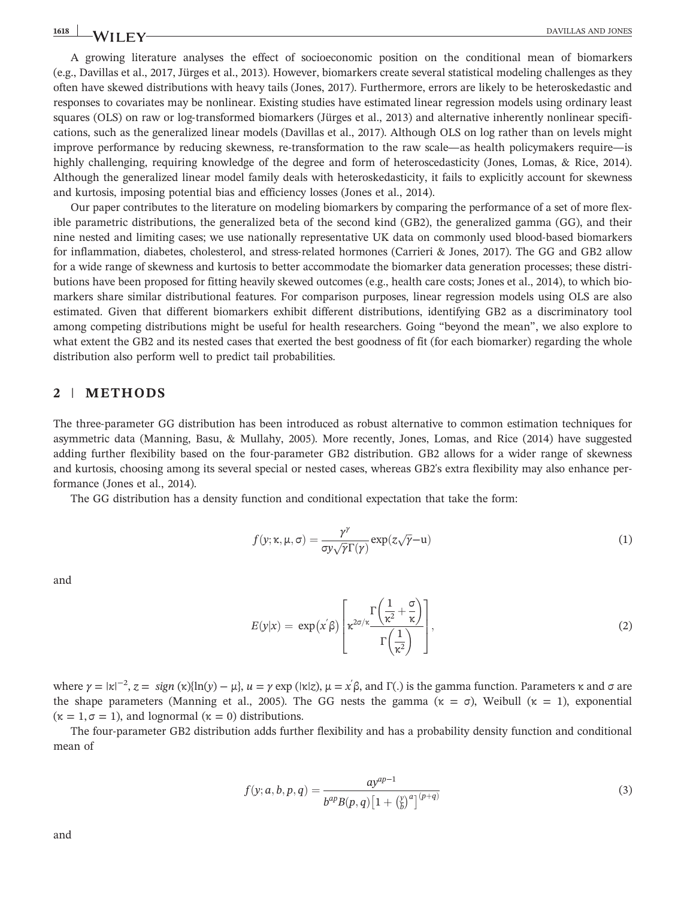A growing literature analyses the effect of socioeconomic position on the conditional mean of biomarkers (e.g., Davillas et al., 2017, Jürges et al., 2013). However, biomarkers create several statistical modeling challenges as they often have skewed distributions with heavy tails (Jones, 2017). Furthermore, errors are likely to be heteroskedastic and responses to covariates may be nonlinear. Existing studies have estimated linear regression models using ordinary least squares (OLS) on raw or log-transformed biomarkers (Jürges et al., 2013) and alternative inherently nonlinear specifications, such as the generalized linear models (Davillas et al., 2017). Although OLS on log rather than on levels might improve performance by reducing skewness, re-transformation to the raw scale—as health policymakers require—is highly challenging, requiring knowledge of the degree and form of heteroscedasticity (Jones, Lomas, & Rice, 2014). Although the generalized linear model family deals with heteroskedasticity, it fails to explicitly account for skewness and kurtosis, imposing potential bias and efficiency losses (Jones et al., 2014).

Our paper contributes to the literature on modeling biomarkers by comparing the performance of a set of more flexible parametric distributions, the generalized beta of the second kind (GB2), the generalized gamma (GG), and their nine nested and limiting cases; we use nationally representative UK data on commonly used blood-based biomarkers for inflammation, diabetes, cholesterol, and stress-related hormones (Carrieri & Jones, 2017). The GG and GB2 allow for a wide range of skewness and kurtosis to better accommodate the biomarker data generation processes; these distributions have been proposed for fitting heavily skewed outcomes (e.g., health care costs; Jones et al., 2014), to which biomarkers share similar distributional features. For comparison purposes, linear regression models using OLS are also estimated. Given that different biomarkers exhibit different distributions, identifying GB2 as a discriminatory tool among competing distributions might be useful for health researchers. Going "beyond the mean", we also explore to what extent the GB2 and its nested cases that exerted the best goodness of fit (for each biomarker) regarding the whole distribution also perform well to predict tail probabilities.

## 2 | METHODS

The three-parameter GG distribution has been introduced as robust alternative to common estimation techniques for asymmetric data (Manning, Basu, & Mullahy, 2005). More recently, Jones, Lomas, and Rice (2014) have suggested adding further flexibility based on the four-parameter GB2 distribution. GB2 allows for a wider range of skewness and kurtosis, choosing among its several special or nested cases, whereas GB2's extra flexibility may also enhance performance (Jones et al., 2014).

The GG distribution has a density function and conditional expectation that take the form:

$$f(y;\kappa,\mu,\sigma)=\frac{\gamma^{\gamma}}{\sigma y\sqrt{\gamma}\,\Gamma(\gamma)}\exp(z\sqrt{\gamma}-u) \tag{1}$$

and

$$E(y|x)=\exp(x'\beta)\left[\kappa^{2\sigma/\kappa}\frac{\Gamma\left(\frac{1}{\kappa^{2}}+\frac{\sigma}{\kappa}\right)}{\Gamma\left(\frac{1}{\kappa^{2}}\right)}\right], \tag{2}$$

where $\gamma=|\kappa|^{-2}$, $z=\ sign\,(\kappa)\{\ln(y)-\mu\}$, $u=\gamma\exp(|\kappa|z)$, $\mu=x'\beta$, and $\Gamma(.)$ is the gamma function. Parameters $\kappa$ and $\sigma$ are the shape parameters (Manning et al., 2005). The GG nests the gamma ($\kappa=\sigma$), Weibull ($\kappa=1$), exponential ($\kappa=1,\sigma=1$), and lognormal ($\kappa=0$) distributions.

The four-parameter GB2 distribution adds further flexibility and has a probability density function and conditional mean of

$$f(y;a,b,p,q)=\frac{ay^{ap-1}}{b^{ap}B(p,q)\left[1+\left(\frac{y}{b}\right)^{a}\right]^{(p+q)}} \tag{3}$$

and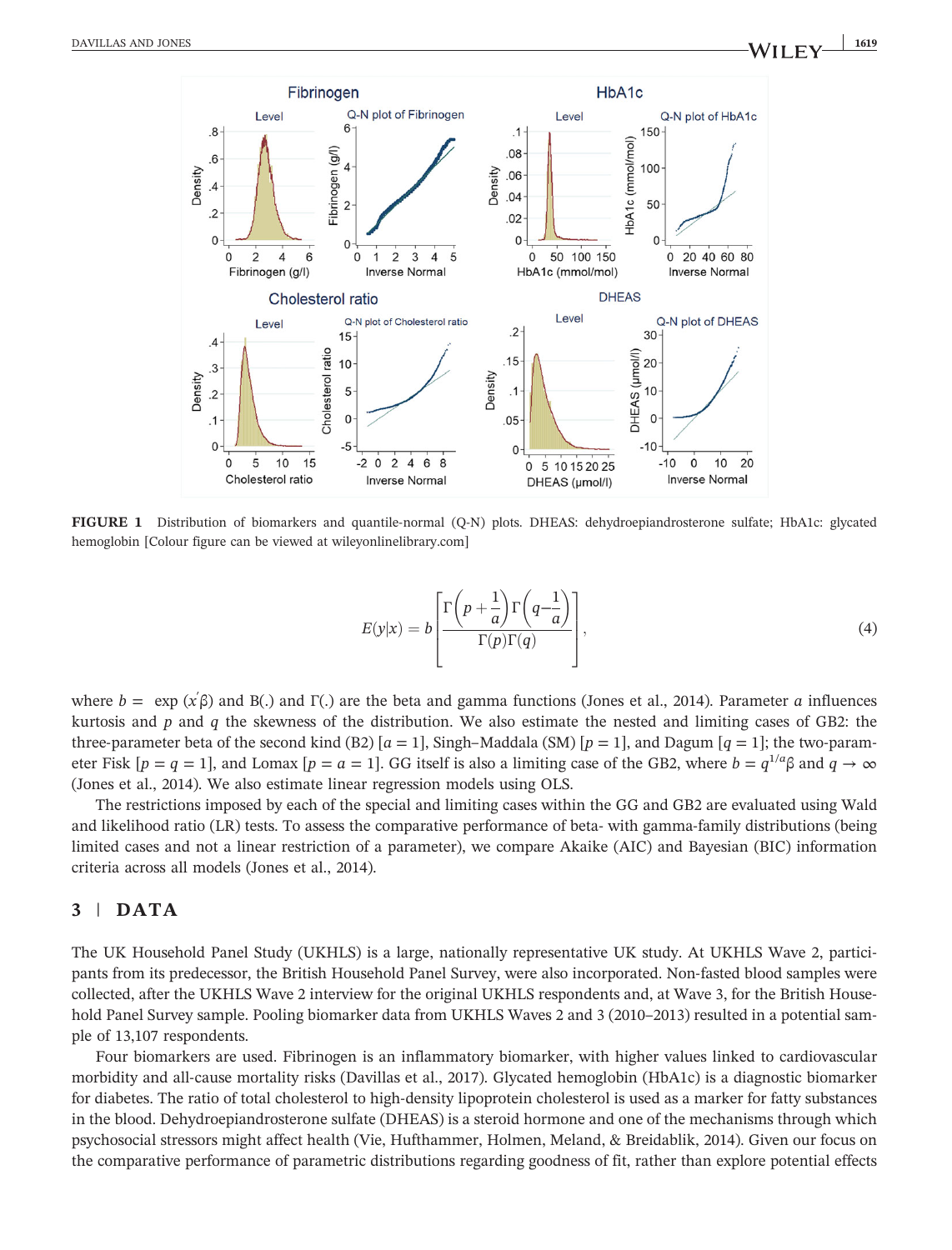FIGURE 1 Distribution of biomarkers and quantile-normal (Q-N) plots. DHEAS: dehydroepiandrosterone sulfate; HbA1c: glycated hemoglobin [Colour figure can be viewed at wileyonlinelibrary.com]

$$E(y|x) = b\left[\frac{\Gamma\left(p+\frac{1}{a}\right)\Gamma\left(q-\frac{1}{a}\right)}{\Gamma(p)\Gamma(q)}\right], \tag{4}$$

where $b = \exp(x'\beta)$ and B(.) and Γ(.) are the beta and gamma functions (Jones et al., 2014). Parameter $a$ influences kurtosis and $p$ and $q$ the skewness of the distribution. We also estimate the nested and limiting cases of GB2: the three-parameter beta of the second kind (B2) [$a = 1$], Singh–Maddala (SM) [$p = 1$], and Dagum [$q = 1$]; the two-parameter Fisk [$p = q = 1$], and Lomax [$p = a = 1$]. GG itself is also a limiting case of the GB2, where $b = q^{1/a}\beta$ and $q \to \infty$ (Jones et al., 2014). We also estimate linear regression models using OLS.

The restrictions imposed by each of the special and limiting cases within the GG and GB2 are evaluated using Wald and likelihood ratio (LR) tests. To assess the comparative performance of beta- with gamma-family distributions (being limited cases and not a linear restriction of a parameter), we compare Akaike (AIC) and Bayesian (BIC) information criteria across all models (Jones et al., 2014).

## 3 | DATA

The UK Household Panel Study (UKHLS) is a large, nationally representative UK study. At UKHLS Wave 2, participants from its predecessor, the British Household Panel Survey, were also incorporated. Non-fasted blood samples were collected, after the UKHLS Wave 2 interview for the original UKHLS respondents and, at Wave 3, for the British Household Panel Survey sample. Pooling biomarker data from UKHLS Waves 2 and 3 (2010–2013) resulted in a potential sample of 13,107 respondents.

Four biomarkers are used. Fibrinogen is an inflammatory biomarker, with higher values linked to cardiovascular morbidity and all-cause mortality risks (Davillas et al., 2017). Glycated hemoglobin (HbA1c) is a diagnostic biomarker for diabetes. The ratio of total cholesterol to high-density lipoprotein cholesterol is used as a marker for fatty substances in the blood. Dehydroepiandrosterone sulfate (DHEAS) is a steroid hormone and one of the mechanisms through which psychosocial stressors might affect health (Vie, Hufthammer, Holmen, Meland, & Breidablik, 2014). Given our focus on the comparative performance of parametric distributions regarding goodness of fit, rather than explore potential effects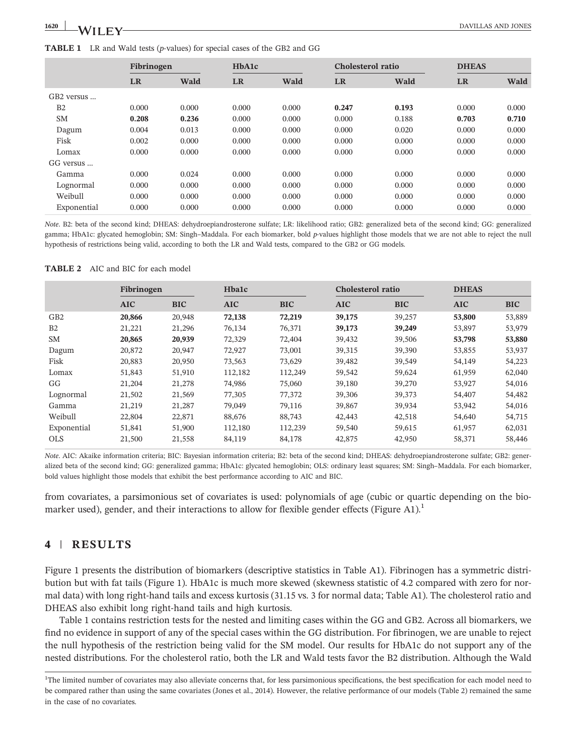**TABLE 1** LR and Wald tests (*p*-values) for special cases of the GB2 and GG

| | Fibrinogen | | HbA1c | | Cholesterol ratio | | DHEAS | |
|---|---|---|---|---|---|---|---|---|
| | LR | Wald | LR | Wald | LR | Wald | LR | Wald |
| GB2 versus ... | | | | | | | | |
| B2 | 0.000 | 0.000 | 0.000 | 0.000 | **0.247** | **0.193** | 0.000 | 0.000 |
| SM | **0.208** | **0.236** | 0.000 | 0.000 | 0.000 | 0.188 | **0.703** | **0.710** |
| Dagum | 0.004 | 0.013 | 0.000 | 0.000 | 0.000 | 0.020 | 0.000 | 0.000 |
| Fisk | 0.002 | 0.000 | 0.000 | 0.000 | 0.000 | 0.000 | 0.000 | 0.000 |
| Lomax | 0.000 | 0.000 | 0.000 | 0.000 | 0.000 | 0.000 | 0.000 | 0.000 |
| GG versus ... | | | | | | | | |
| Gamma | 0.000 | 0.024 | 0.000 | 0.000 | 0.000 | 0.000 | 0.000 | 0.000 |
| Lognormal | 0.000 | 0.000 | 0.000 | 0.000 | 0.000 | 0.000 | 0.000 | 0.000 |
| Weibull | 0.000 | 0.000 | 0.000 | 0.000 | 0.000 | 0.000 | 0.000 | 0.000 |
| Exponential | 0.000 | 0.000 | 0.000 | 0.000 | 0.000 | 0.000 | 0.000 | 0.000 |

*Note*. B2: beta of the second kind; DHEAS: dehydroepiandrosterone sulfate; LR: likelihood ratio; GB2: generalized beta of the second kind; GG: generalized gamma; HbA1c: glycated hemoglobin; SM: Singh–Maddala. For each biomarker, bold *p*-values highlight those models that we are not able to reject the null hypothesis of restrictions being valid, according to both the LR and Wald tests, compared to the GB2 or GG models.

**TABLE 2** AIC and BIC for each model

| | Fibrinogen | | Hba1c | | Cholesterol ratio | | DHEAS | |
|---|---|---|---|---|---|---|---|---|
| | AIC | BIC | AIC | BIC | AIC | BIC | AIC | BIC |
| GB2 | **20,866** | 20,948 | **72,138** | **72,219** | 39,175 | 39,257 | **53,800** | 53,889 |
| B2 | 21,221 | 21,296 | 76,134 | 76,371 | **39,173** | **39,249** | 53,897 | 53,979 |
| SM | **20,865** | **20,939** | 72,329 | 72,404 | 39,432 | 39,506 | **53,798** | **53,880** |
| Dagum | 20,872 | 20,947 | 72,927 | 73,001 | 39,315 | 39,390 | 53,855 | 53,937 |
| Fisk | 20,883 | 20,950 | 73,563 | 73,629 | 39,482 | 39,549 | 54,149 | 54,223 |
| Lomax | 51,843 | 51,910 | 112,182 | 112,249 | 59,542 | 59,624 | 61,959 | 62,040 |
| GG | 21,204 | 21,278 | 74,986 | 75,060 | 39,180 | 39,270 | 53,927 | 54,016 |
| Lognormal | 21,502 | 21,569 | 77,305 | 77,372 | 39,306 | 39,373 | 54,407 | 54,482 |
| Gamma | 21,219 | 21,287 | 79,049 | 79,116 | 39,867 | 39,934 | 53,942 | 54,016 |
| Weibull | 22,804 | 22,871 | 88,676 | 88,743 | 42,443 | 42,518 | 54,640 | 54,715 |
| Exponential | 51,841 | 51,900 | 112,180 | 112,239 | 59,540 | 59,615 | 61,957 | 62,031 |
| OLS | 21,500 | 21,558 | 84,119 | 84,178 | 42,875 | 42,950 | 58,371 | 58,446 |

*Note*. AIC: Akaike information criteria; BIC: Bayesian information criteria; B2: beta of the second kind; DHEAS: dehydroepiandrosterone sulfate; GB2: generalized beta of the second kind; GG: generalized gamma; HbA1c: glycated hemoglobin; OLS: ordinary least squares; SM: Singh–Maddala. For each biomarker, bold values highlight those models that exhibit the best performance according to AIC and BIC.

from covariates, a parsimonious set of covariates is used: polynomials of age (cubic or quartic depending on the biomarker used), gender, and their interactions to allow for flexible gender effects (Figure A1).[1]

## 4 | RESULTS

Figure 1 presents the distribution of biomarkers (descriptive statistics in Table A1). Fibrinogen has a symmetric distribution but with fat tails (Figure 1). HbA1c is much more skewed (skewness statistic of 4.2 compared with zero for normal data) with long right-hand tails and excess kurtosis (31.15 vs. 3 for normal data; Table A1). The cholesterol ratio and DHEAS also exhibit long right-hand tails and high kurtosis.

Table 1 contains restriction tests for the nested and limiting cases within the GG and GB2. Across all biomarkers, we find no evidence in support of any of the special cases within the GG distribution. For fibrinogen, we are unable to reject the null hypothesis of the restriction being valid for the SM model. Our results for HbA1c do not support any of the nested distributions. For the cholesterol ratio, both the LR and Wald tests favor the B2 distribution. Although the Wald

[1]The limited number of covariates may also alleviate concerns that, for less parsimonious specifications, the best specification for each model need to be compared rather than using the same covariates (Jones et al., 2014). However, the relative performance of our models (Table 2) remained the same in the case of no covariates.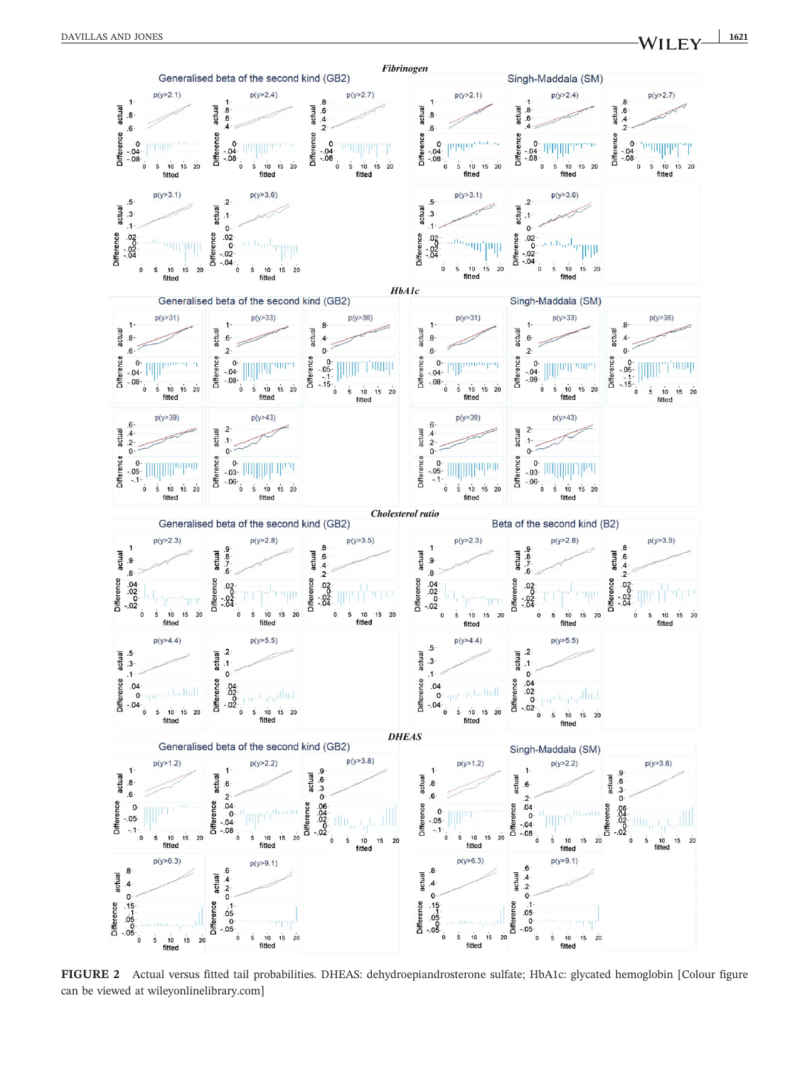**FIGURE 2** Actual versus fitted tail probabilities. DHEAS: dehydroepiandrosterone sulfate; HbA1c: glycated hemoglobin [Colour figure can be viewed at wileyonlinelibrary.com]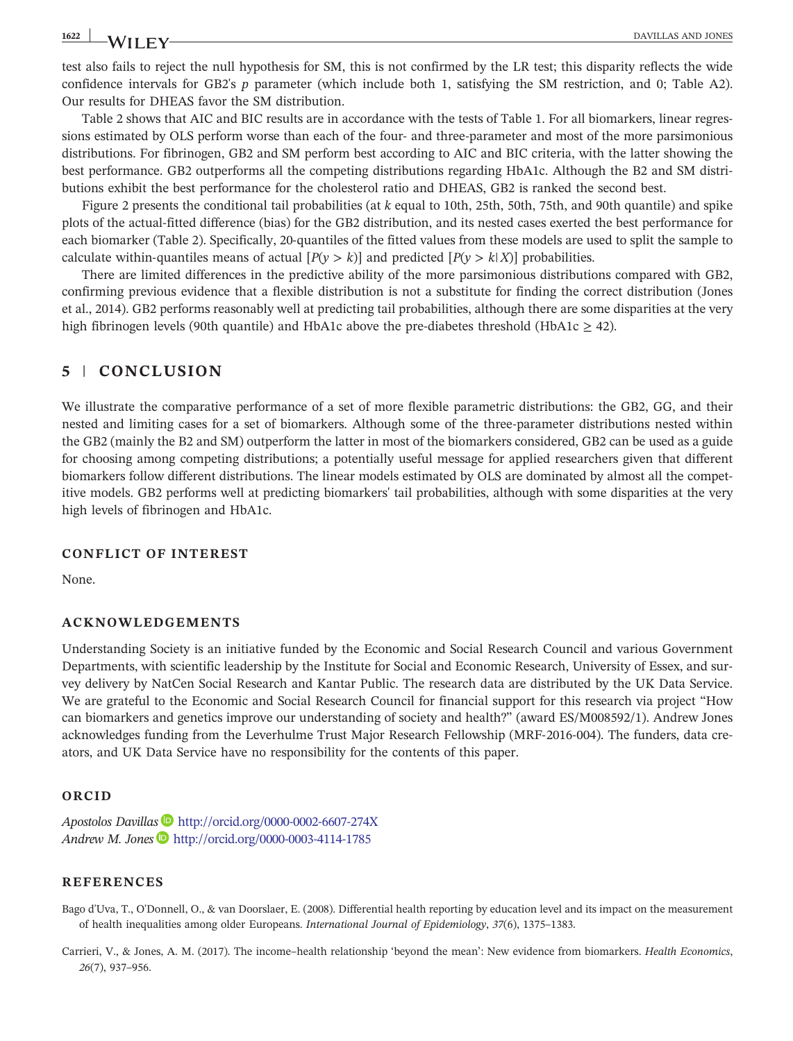test also fails to reject the null hypothesis for SM, this is not confirmed by the LR test; this disparity reflects the wide confidence intervals for GB2's $p$ parameter (which include both 1, satisfying the SM restriction, and 0; Table A2). Our results for DHEAS favor the SM distribution.

Table 2 shows that AIC and BIC results are in accordance with the tests of Table 1. For all biomarkers, linear regressions estimated by OLS perform worse than each of the four- and three-parameter and most of the more parsimonious distributions. For fibrinogen, GB2 and SM perform best according to AIC and BIC criteria, with the latter showing the best performance. GB2 outperforms all the competing distributions regarding HbA1c. Although the B2 and SM distributions exhibit the best performance for the cholesterol ratio and DHEAS, GB2 is ranked the second best.

Figure 2 presents the conditional tail probabilities (at $k$ equal to 10th, 25th, 50th, 75th, and 90th quantile) and spike plots of the actual-fitted difference (bias) for the GB2 distribution, and its nested cases exerted the best performance for each biomarker (Table 2). Specifically, 20-quantiles of the fitted values from these models are used to split the sample to calculate within-quantiles means of actual $[P(y > k)]$ and predicted $[P(y > k|X)]$ probabilities.

There are limited differences in the predictive ability of the more parsimonious distributions compared with GB2, confirming previous evidence that a flexible distribution is not a substitute for finding the correct distribution (Jones et al., 2014). GB2 performs reasonably well at predicting tail probabilities, although there are some disparities at the very high fibrinogen levels (90th quantile) and HbA1c above the pre-diabetes threshold (HbA1c $\geq$ 42).

## 5 | CONCLUSION

We illustrate the comparative performance of a set of more flexible parametric distributions: the GB2, GG, and their nested and limiting cases for a set of biomarkers. Although some of the three-parameter distributions nested within the GB2 (mainly the B2 and SM) outperform the latter in most of the biomarkers considered, GB2 can be used as a guide for choosing among competing distributions; a potentially useful message for applied researchers given that different biomarkers follow different distributions. The linear models estimated by OLS are dominated by almost all the competitive models. GB2 performs well at predicting biomarkers' tail probabilities, although with some disparities at the very high levels of fibrinogen and HbA1c.

### CONFLICT OF INTEREST

None.

### ACKNOWLEDGEMENTS

Understanding Society is an initiative funded by the Economic and Social Research Council and various Government Departments, with scientific leadership by the Institute for Social and Economic Research, University of Essex, and survey delivery by NatCen Social Research and Kantar Public. The research data are distributed by the UK Data Service. We are grateful to the Economic and Social Research Council for financial support for this research via project "How can biomarkers and genetics improve our understanding of society and health?" (award ES/M008592/1). Andrew Jones acknowledges funding from the Leverhulme Trust Major Research Fellowship (MRF-2016-004). The funders, data creators, and UK Data Service have no responsibility for the contents of this paper.

### ORCID

*Apostolos Davillas* http://orcid.org/0000-0002-6607-274X
*Andrew M. Jones* http://orcid.org/0000-0003-4114-1785

### REFERENCES

Bago d'Uva, T., O'Donnell, O., & van Doorslaer, E. (2008). Differential health reporting by education level and its impact on the measurement of health inequalities among older Europeans. *International Journal of Epidemiology*, *37*(6), 1375–1383.

Carrieri, V., & Jones, A. M. (2017). The income–health relationship 'beyond the mean': New evidence from biomarkers. *Health Economics*, *26*(7), 937–956.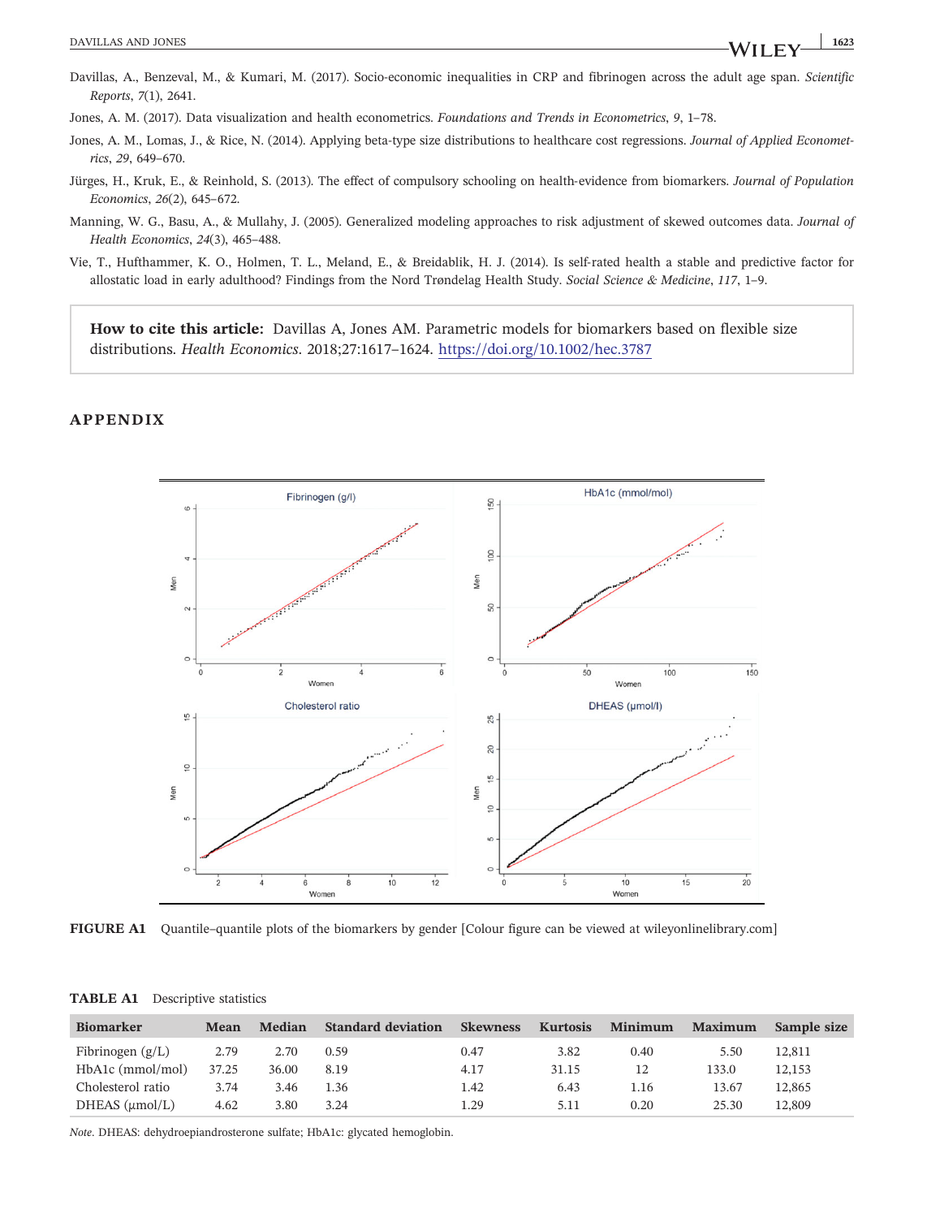Davillas, A., Benzeval, M., & Kumari, M. (2017). Socio-economic inequalities in CRP and fibrinogen across the adult age span. *Scientific Reports*, *7*(1), 2641.

Jones, A. M. (2017). Data visualization and health econometrics. *Foundations and Trends in Econometrics*, *9*, 1–78.

Jones, A. M., Lomas, J., & Rice, N. (2014). Applying beta-type size distributions to healthcare cost regressions. *Journal of Applied Econometrics*, *29*, 649–670.

Jürges, H., Kruk, E., & Reinhold, S. (2013). The effect of compulsory schooling on health-evidence from biomarkers. *Journal of Population Economics*, *26*(2), 645–672.

Manning, W. G., Basu, A., & Mullahy, J. (2005). Generalized modeling approaches to risk adjustment of skewed outcomes data. *Journal of Health Economics*, *24*(3), 465–488.

Vie, T., Hufthammer, K. O., Holmen, T. L., Meland, E., & Breidablik, H. J. (2014). Is self-rated health a stable and predictive factor for allostatic load in early adulthood? Findings from the Nord Trøndelag Health Study. *Social Science & Medicine*, *117*, 1–9.

**How to cite this article:** Davillas A, Jones AM. Parametric models for biomarkers based on flexible size distributions. *Health Economics*. 2018;27:1617–1624. https://doi.org/10.1002/hec.3787

## APPENDIX

**FIGURE A1** Quantile–quantile plots of the biomarkers by gender [Colour figure can be viewed at wileyonlinelibrary.com]

**TABLE A1** Descriptive statistics

| Biomarker | Mean | Median | Standard deviation | Skewness | Kurtosis | Minimum | Maximum | Sample size |
|---|---|---|---|---|---|---|---|---|
| Fibrinogen (g/L) | 2.79 | 2.70 | 0.59 | 0.47 | 3.82 | 0.40 | 5.50 | 12,811 |
| HbA1c (mmol/mol) | 37.25 | 36.00 | 8.19 | 4.17 | 31.15 | 12 | 133.0 | 12,153 |
| Cholesterol ratio | 3.74 | 3.46 | 1.36 | 1.42 | 6.43 | 1.16 | 13.67 | 12,865 |
| DHEAS (μmol/L) | 4.62 | 3.80 | 3.24 | 1.29 | 5.11 | 0.20 | 25.30 | 12,809 |

*Note.* DHEAS: dehydroepiandrosterone sulfate; HbA1c: glycated hemoglobin.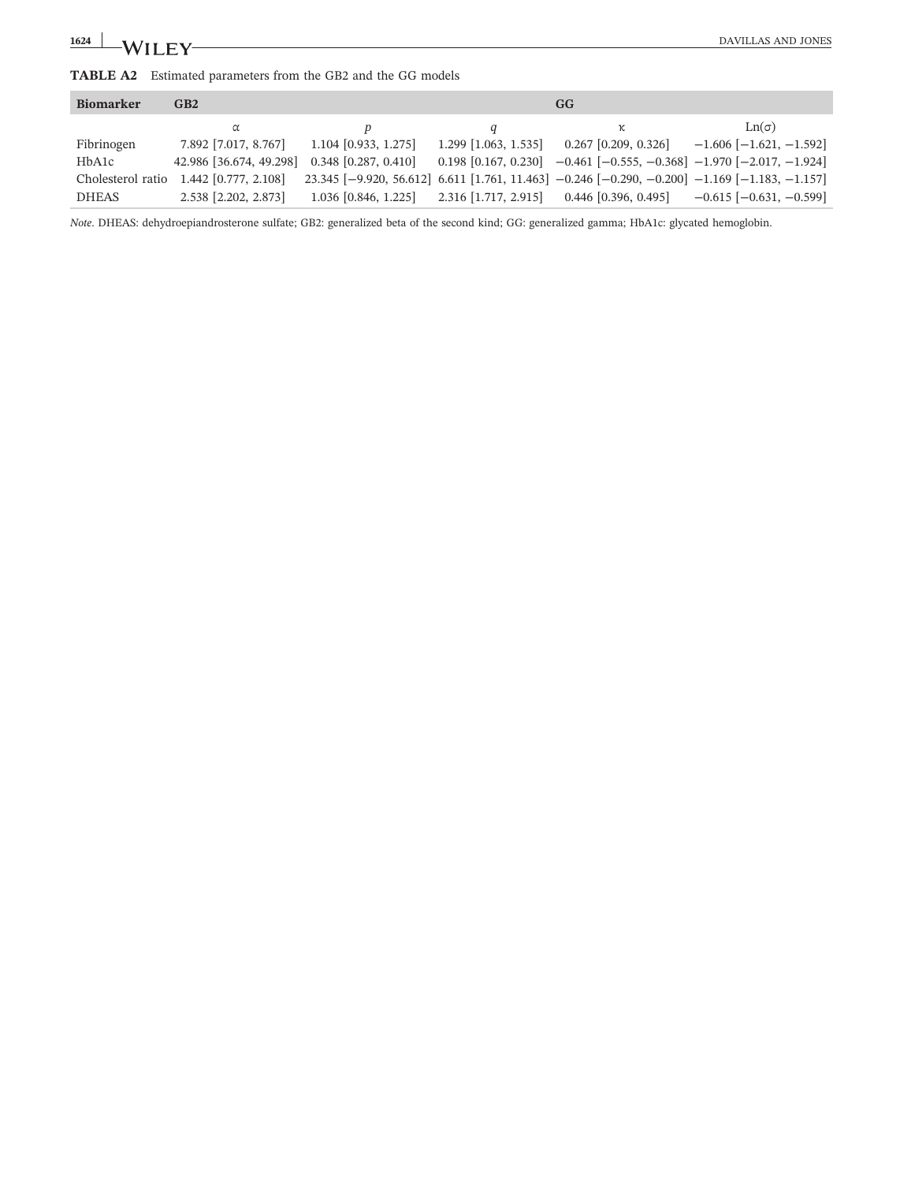**TABLE A2** Estimated parameters from the GB2 and the GG models

| Biomarker | GB2 | | | GG | |
|---|---|---|---|---|---|
| | α | $p$ | $q$ | κ | Ln(σ) |
| Fibrinogen | 7.892 [7.017, 8.767] | 1.104 [0.933, 1.275] | 1.299 [1.063, 1.535] | 0.267 [0.209, 0.326] | −1.606 [−1.621, −1.592] |
| HbA1c | 42.986 [36.674, 49.298] | 0.348 [0.287, 0.410] | 0.198 [0.167, 0.230] | −0.461 [−0.555, −0.368] | −1.970 [−2.017, −1.924] |
| Cholesterol ratio | 1.442 [0.777, 2.108] | 23.345 [−9.920, 56.612] | 6.611 [1.761, 11.463] | −0.246 [−0.290, −0.200] | −1.169 [−1.183, −1.157] |
| DHEAS | 2.538 [2.202, 2.873] | 1.036 [0.846, 1.225] | 2.316 [1.717, 2.915] | 0.446 [0.396, 0.495] | −0.615 [−0.631, −0.599] |

*Note.* DHEAS: dehydroepiandrosterone sulfate; GB2: generalized beta of the second kind; GG: generalized gamma; HbA1c: glycated hemoglobin.